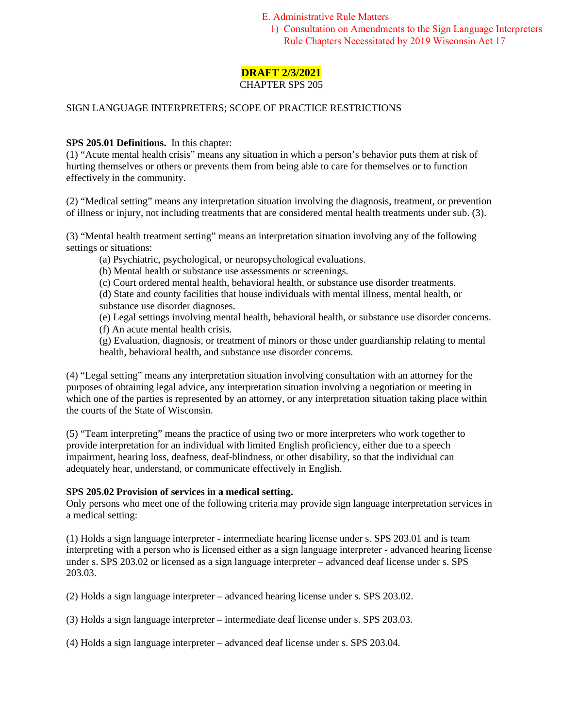E. Administrative Rule Matters

1) Consultation on Amendments to the Sign Language Interpreters Rule Chapters Necessitated by 2019 Wisconsin Act 17

**DRAFT 2/3/2021**

CHAPTER SPS 205

SIGN LANGUAGE INTERPRETERS; SCOPE OF PRACTICE RESTRICTIONS

**SPS 205.01 Definitions.** In this chapter:

(1) "Acute mental health crisis" means any situation in which a person's behavior puts them at risk of hurting themselves or others or prevents them from being able to care for themselves or to function effectively in the community.

(2) "Medical setting" means any interpretation situation involving the diagnosis, treatment, or prevention of illness or injury, not including treatments that are considered mental health treatments under sub. (3).

(3) "Mental health treatment setting" means an interpretation situation involving any of the following settings or situations:

(a) Psychiatric, psychological, or neuropsychological evaluations.

(b) Mental health or substance use assessments or screenings.

(c) Court ordered mental health, behavioral health, or substance use disorder treatments.

(d) State and county facilities that house individuals with mental illness, mental health, or substance use disorder diagnoses.

(e) Legal settings involving mental health, behavioral health, or substance use disorder concerns.

(f) An acute mental health crisis.

(g) Evaluation, diagnosis, or treatment of minors or those under guardianship relating to mental health, behavioral health, and substance use disorder concerns.

(4) "Legal setting" means any interpretation situation involving consultation with an attorney for the purposes of obtaining legal advice, any interpretation situation involving a negotiation or meeting in which one of the parties is represented by an attorney, or any interpretation situation taking place within the courts of the State of Wisconsin.

(5) "Team interpreting" means the practice of using two or more interpreters who work together to provide interpretation for an individual with limited English proficiency, either due to a speech impairment, hearing loss, deafness, deaf-blindness, or other disability, so that the individual can adequately hear, understand, or communicate effectively in English.

**SPS 205.02 Provision of services in a medical setting.**

Only persons who meet one of the following criteria may provide sign language interpretation services in a medical setting:

(1) Holds a sign language interpreter - intermediate hearing license under s. SPS 203.01 and is team interpreting with a person who is licensed either as a sign language interpreter - advanced hearing license under s. SPS 203.02 or licensed as a sign language interpreter – advanced deaf license under s. SPS 203.03.

(2) Holds a sign language interpreter – advanced hearing license under s. SPS 203.02.

(3) Holds a sign language interpreter – intermediate deaf license under s. SPS 203.03.

(4) Holds a sign language interpreter – advanced deaf license under s. SPS 203.04.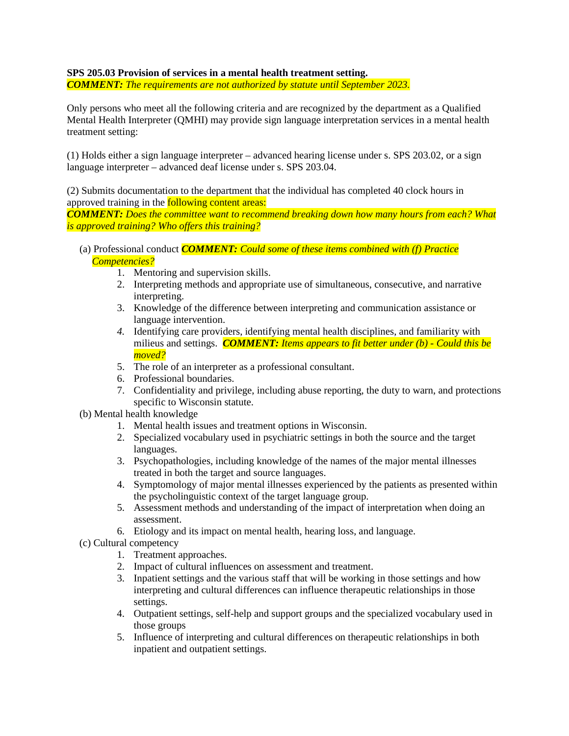**SPS 205.03 Provision of services in a mental health treatment setting.**
***COMMENT:*** *The requirements are not authorized by statute until September 2023.*

Only persons who meet all the following criteria and are recognized by the department as a Qualified Mental Health Interpreter (QMHI) may provide sign language interpretation services in a mental health treatment setting:

(1) Holds either a sign language interpreter – advanced hearing license under s. SPS 203.02, or a sign language interpreter – advanced deaf license under s. SPS 203.04.

(2) Submits documentation to the department that the individual has completed 40 clock hours in approved training in the following content areas:
***COMMENT:*** *Does the committee want to recommend breaking down how many hours from each? What is approved training? Who offers this training?*

(a) Professional conduct ***COMMENT:*** *Could some of these items combined with (f) Practice Competencies?*

1. Mentoring and supervision skills.
2. Interpreting methods and appropriate use of simultaneous, consecutive, and narrative interpreting.
3. Knowledge of the difference between interpreting and communication assistance or language intervention.
4. Identifying care providers, identifying mental health disciplines, and familiarity with milieus and settings. ***COMMENT:*** *Items appears to fit better under (b) - Could this be moved?*
5. The role of an interpreter as a professional consultant.
6. Professional boundaries.
7. Confidentiality and privilege, including abuse reporting, the duty to warn, and protections specific to Wisconsin statute.

(b) Mental health knowledge

1. Mental health issues and treatment options in Wisconsin.
2. Specialized vocabulary used in psychiatric settings in both the source and the target languages.
3. Psychopathologies, including knowledge of the names of the major mental illnesses treated in both the target and source languages.
4. Symptomology of major mental illnesses experienced by the patients as presented within the psycholinguistic context of the target language group.
5. Assessment methods and understanding of the impact of interpretation when doing an assessment.
6. Etiology and its impact on mental health, hearing loss, and language.

(c) Cultural competency

1. Treatment approaches.
2. Impact of cultural influences on assessment and treatment.
3. Inpatient settings and the various staff that will be working in those settings and how interpreting and cultural differences can influence therapeutic relationships in those settings.
4. Outpatient settings, self-help and support groups and the specialized vocabulary used in those groups
5. Influence of interpreting and cultural differences on therapeutic relationships in both inpatient and outpatient settings.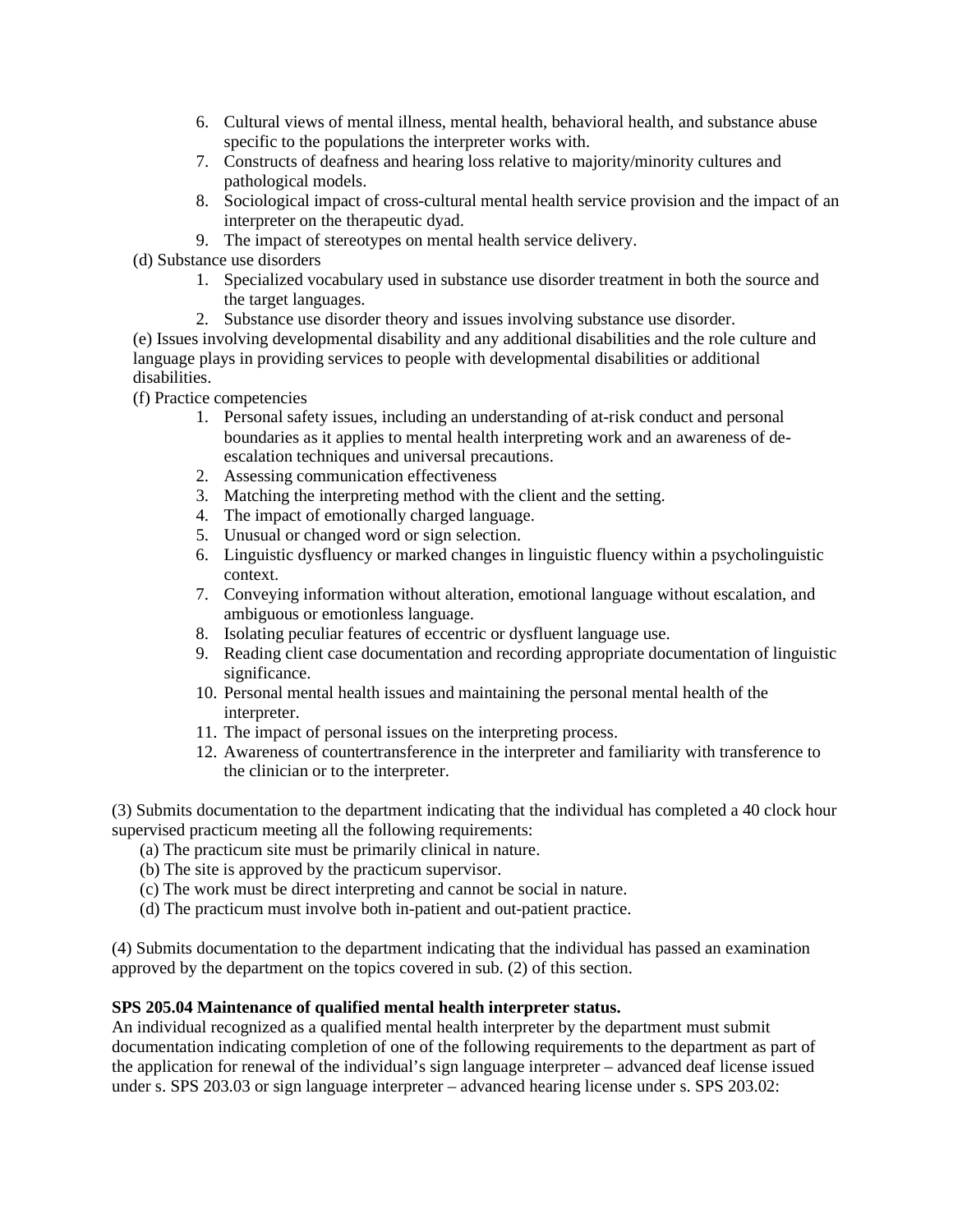6. Cultural views of mental illness, mental health, behavioral health, and substance abuse specific to the populations the interpreter works with.
7. Constructs of deafness and hearing loss relative to majority/minority cultures and pathological models.
8. Sociological impact of cross-cultural mental health service provision and the impact of an interpreter on the therapeutic dyad.
9. The impact of stereotypes on mental health service delivery.

(d) Substance use disorders

1. Specialized vocabulary used in substance use disorder treatment in both the source and the target languages.
2. Substance use disorder theory and issues involving substance use disorder.

(e) Issues involving developmental disability and any additional disabilities and the role culture and language plays in providing services to people with developmental disabilities or additional disabilities.

(f) Practice competencies

1. Personal safety issues, including an understanding of at-risk conduct and personal boundaries as it applies to mental health interpreting work and an awareness of de-escalation techniques and universal precautions.
2. Assessing communication effectiveness
3. Matching the interpreting method with the client and the setting.
4. The impact of emotionally charged language.
5. Unusual or changed word or sign selection.
6. Linguistic dysfluency or marked changes in linguistic fluency within a psycholinguistic context.
7. Conveying information without alteration, emotional language without escalation, and ambiguous or emotionless language.
8. Isolating peculiar features of eccentric or dysfluent language use.
9. Reading client case documentation and recording appropriate documentation of linguistic significance.
10. Personal mental health issues and maintaining the personal mental health of the interpreter.
11. The impact of personal issues on the interpreting process.
12. Awareness of countertransference in the interpreter and familiarity with transference to the clinician or to the interpreter.

(3) Submits documentation to the department indicating that the individual has completed a 40 clock hour supervised practicum meeting all the following requirements:

(a) The practicum site must be primarily clinical in nature.
(b) The site is approved by the practicum supervisor.
(c) The work must be direct interpreting and cannot be social in nature.
(d) The practicum must involve both in-patient and out-patient practice.

(4) Submits documentation to the department indicating that the individual has passed an examination approved by the department on the topics covered in sub. (2) of this section.

**SPS 205.04 Maintenance of qualified mental health interpreter status.**

An individual recognized as a qualified mental health interpreter by the department must submit documentation indicating completion of one of the following requirements to the department as part of the application for renewal of the individual's sign language interpreter – advanced deaf license issued under s. SPS 203.03 or sign language interpreter – advanced hearing license under s. SPS 203.02: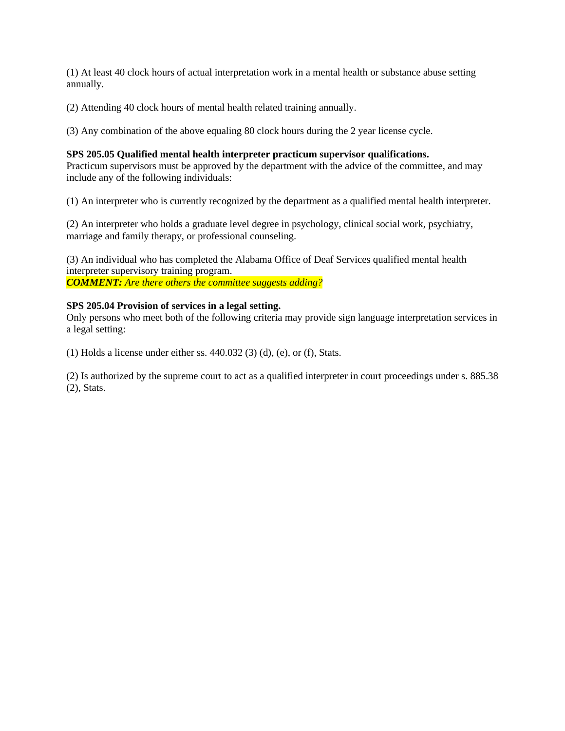(1) At least 40 clock hours of actual interpretation work in a mental health or substance abuse setting annually.

(2) Attending 40 clock hours of mental health related training annually.

(3) Any combination of the above equaling 80 clock hours during the 2 year license cycle.

**SPS 205.05 Qualified mental health interpreter practicum supervisor qualifications.**
Practicum supervisors must be approved by the department with the advice of the committee, and may include any of the following individuals:

(1) An interpreter who is currently recognized by the department as a qualified mental health interpreter.

(2) An interpreter who holds a graduate level degree in psychology, clinical social work, psychiatry, marriage and family therapy, or professional counseling.

(3) An individual who has completed the Alabama Office of Deaf Services qualified mental health interpreter supervisory training program.
***COMMENT:*** *Are there others the committee suggests adding?*

**SPS 205.04 Provision of services in a legal setting.**
Only persons who meet both of the following criteria may provide sign language interpretation services in a legal setting:

(1) Holds a license under either ss. 440.032 (3) (d), (e), or (f), Stats.

(2) Is authorized by the supreme court to act as a qualified interpreter in court proceedings under s. 885.38 (2), Stats.